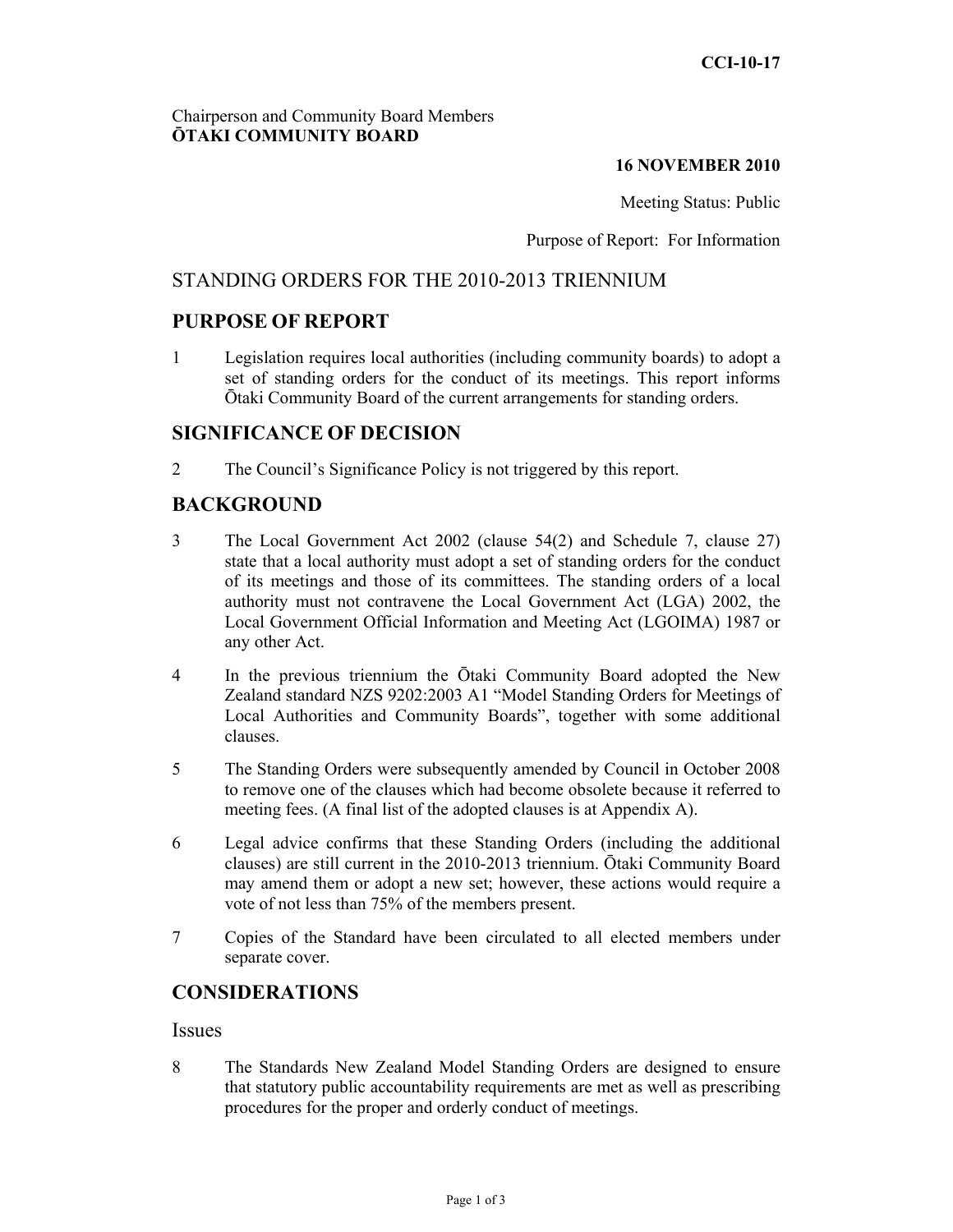**CCI-10-17**

Chairperson and Community Board Members
**ŌTAKI COMMUNITY BOARD**

**16 NOVEMBER 2010**

Meeting Status: Public

Purpose of Report: For Information

# STANDING ORDERS FOR THE 2010-2013 TRIENNIUM

## PURPOSE OF REPORT

1 Legislation requires local authorities (including community boards) to adopt a set of standing orders for the conduct of its meetings. This report informs Ōtaki Community Board of the current arrangements for standing orders.

## SIGNIFICANCE OF DECISION

2 The Council's Significance Policy is not triggered by this report.

## BACKGROUND

3 The Local Government Act 2002 (clause 54(2) and Schedule 7, clause 27) state that a local authority must adopt a set of standing orders for the conduct of its meetings and those of its committees. The standing orders of a local authority must not contravene the Local Government Act (LGA) 2002, the Local Government Official Information and Meeting Act (LGOIMA) 1987 or any other Act.

4 In the previous triennium the Ōtaki Community Board adopted the New Zealand standard NZS 9202:2003 A1 "Model Standing Orders for Meetings of Local Authorities and Community Boards", together with some additional clauses.

5 The Standing Orders were subsequently amended by Council in October 2008 to remove one of the clauses which had become obsolete because it referred to meeting fees. (A final list of the adopted clauses is at Appendix A).

6 Legal advice confirms that these Standing Orders (including the additional clauses) are still current in the 2010-2013 triennium. Ōtaki Community Board may amend them or adopt a new set; however, these actions would require a vote of not less than 75% of the members present.

7 Copies of the Standard have been circulated to all elected members under separate cover.

## CONSIDERATIONS

### Issues

8 The Standards New Zealand Model Standing Orders are designed to ensure that statutory public accountability requirements are met as well as prescribing procedures for the proper and orderly conduct of meetings.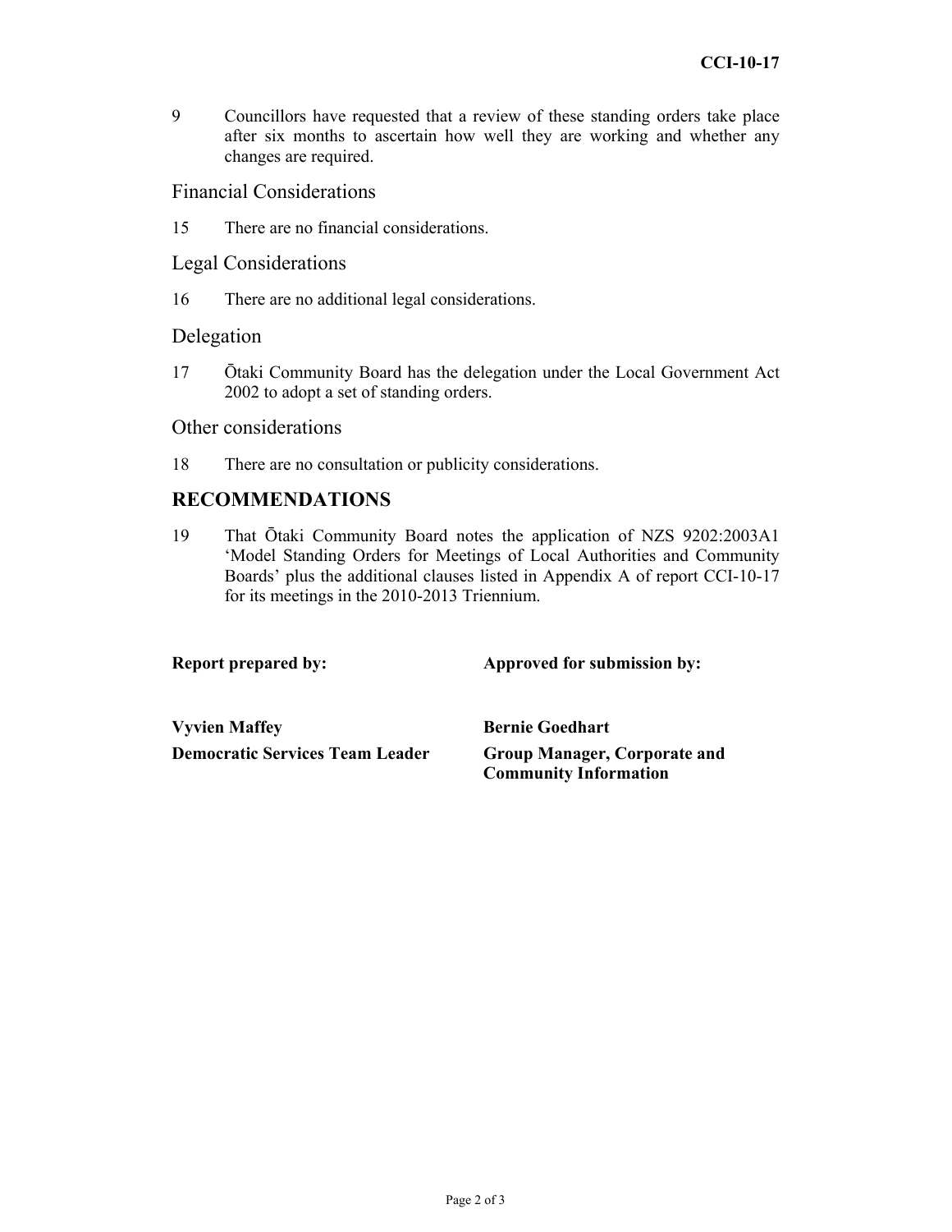9 Councillors have requested that a review of these standing orders take place after six months to ascertain how well they are working and whether any changes are required.

## Financial Considerations

15 There are no financial considerations.

## Legal Considerations

16 There are no additional legal considerations.

## Delegation

17 Ōtaki Community Board has the delegation under the Local Government Act 2002 to adopt a set of standing orders.

## Other considerations

18 There are no consultation or publicity considerations.

## RECOMMENDATIONS

19 That Ōtaki Community Board notes the application of NZS 9202:2003A1 'Model Standing Orders for Meetings of Local Authorities and Community Boards' plus the additional clauses listed in Appendix A of report CCI-10-17 for its meetings in the 2010-2013 Triennium.

| **Report prepared by:** | **Approved for submission by:** |
|---|---|
| **Vyvien Maffey** | **Bernie Goedhart** |
| **Democratic Services Team Leader** | **Group Manager, Corporate and Community Information** |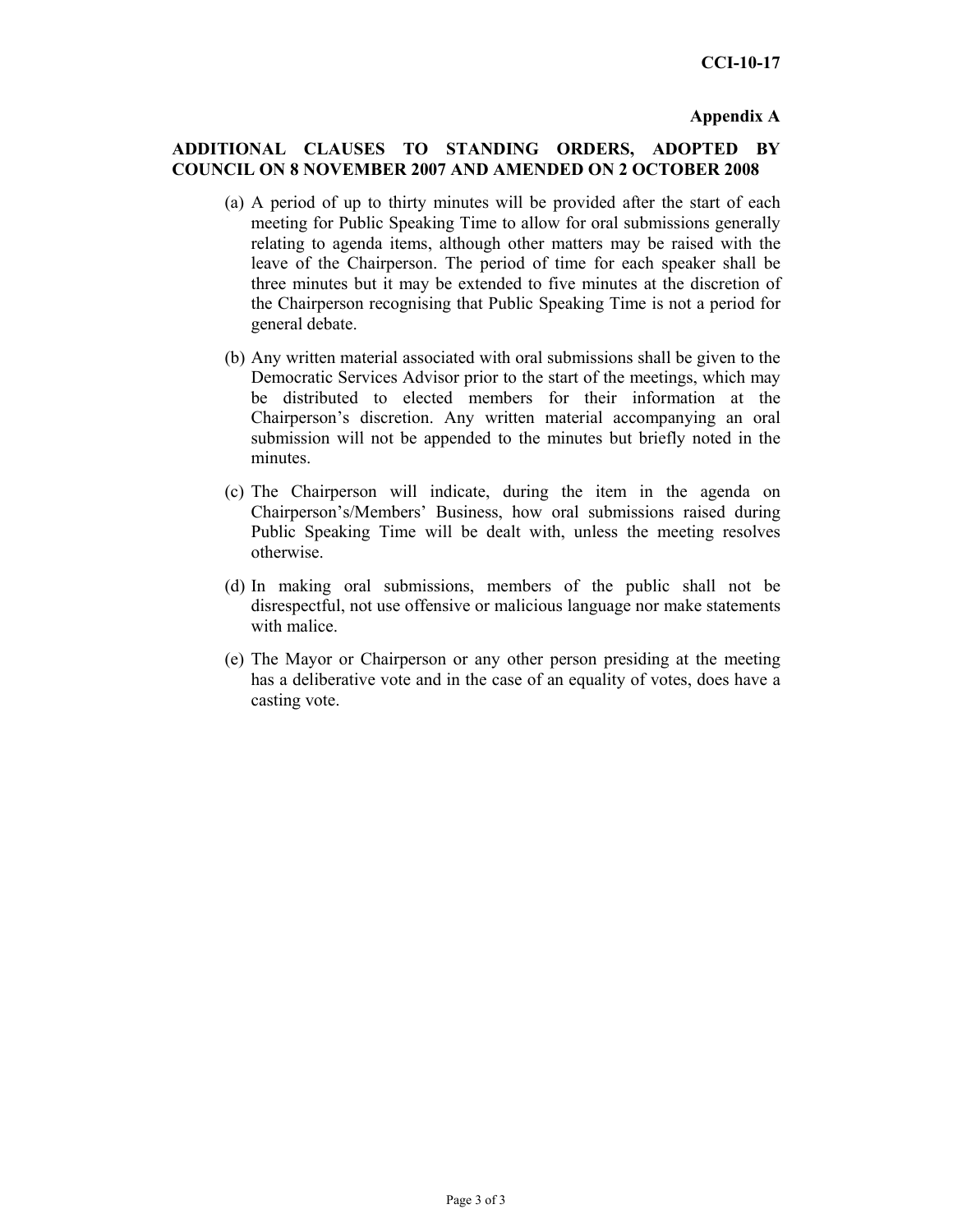CCI-10-17

**Appendix A**

**ADDITIONAL CLAUSES TO STANDING ORDERS, ADOPTED BY COUNCIL ON 8 NOVEMBER 2007 AND AMENDED ON 2 OCTOBER 2008**

(a) A period of up to thirty minutes will be provided after the start of each meeting for Public Speaking Time to allow for oral submissions generally relating to agenda items, although other matters may be raised with the leave of the Chairperson. The period of time for each speaker shall be three minutes but it may be extended to five minutes at the discretion of the Chairperson recognising that Public Speaking Time is not a period for general debate.

(b) Any written material associated with oral submissions shall be given to the Democratic Services Advisor prior to the start of the meetings, which may be distributed to elected members for their information at the Chairperson's discretion. Any written material accompanying an oral submission will not be appended to the minutes but briefly noted in the minutes.

(c) The Chairperson will indicate, during the item in the agenda on Chairperson's/Members' Business, how oral submissions raised during Public Speaking Time will be dealt with, unless the meeting resolves otherwise.

(d) In making oral submissions, members of the public shall not be disrespectful, not use offensive or malicious language nor make statements with malice.

(e) The Mayor or Chairperson or any other person presiding at the meeting has a deliberative vote and in the case of an equality of votes, does have a casting vote.